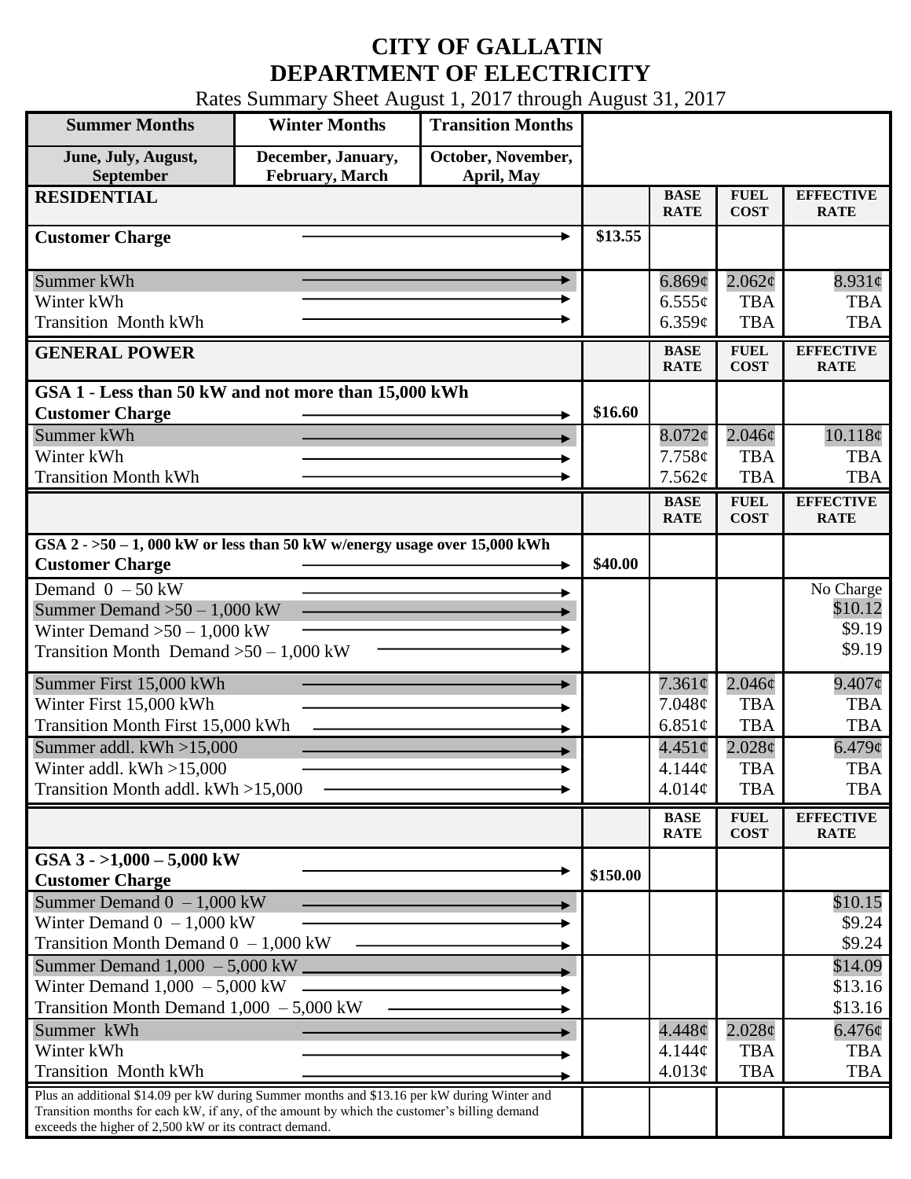# CITY OF GALLATIN
# DEPARTMENT OF ELECTRICITY

Rates Summary Sheet August 1, 2017 through August 31, 2017

| Summer Months | Winter Months | Transition Months |
|---|---|---|
| June, July, August, September | December, January, February, March | October, November, April, May |

| RESIDENTIAL | | BASE RATE | FUEL COST | EFFECTIVE RATE |
|---|---|---|---|---|
| Customer Charge | \$13.55 | | | |
| Summer kWh | | 6.869¢ | 2.062¢ | 8.931¢ |
| Winter kWh | | 6.555¢ | TBA | TBA |
| Transition Month kWh | | 6.359¢ | TBA | TBA |

| GENERAL POWER | | BASE RATE | FUEL COST | EFFECTIVE RATE |
|---|---|---|---|---|
| **GSA 1 - Less than 50 kW and not more than 15,000 kWh** | | | | |
| Customer Charge | \$16.60 | | | |
| Summer kWh | | 8.072¢ | 2.046¢ | 10.118¢ |
| Winter kWh | | 7.758¢ | TBA | TBA |
| Transition Month kWh | | 7.562¢ | TBA | TBA |

| | | BASE RATE | FUEL COST | EFFECTIVE RATE |
|---|---|---|---|---|
| **GSA 2 - >50 – 1, 000 kW or less than 50 kW w/energy usage over 15,000 kWh** | | | | |
| Customer Charge | \$40.00 | | | |
| Demand 0 – 50 kW | | | | No Charge |
| Summer Demand >50 – 1,000 kW | | | | \$10.12 |
| Winter Demand >50 – 1,000 kW | | | | \$9.19 |
| Transition Month Demand >50 – 1,000 kW | | | | \$9.19 |
| Summer First 15,000 kWh | | 7.361¢ | 2.046¢ | 9.407¢ |
| Winter First 15,000 kWh | | 7.048¢ | TBA | TBA |
| Transition Month First 15,000 kWh | | 6.851¢ | TBA | TBA |
| Summer addl. kWh >15,000 | | 4.451¢ | 2.028¢ | 6.479¢ |
| Winter addl. kWh >15,000 | | 4.144¢ | TBA | TBA |
| Transition Month addl. kWh >15,000 | | 4.014¢ | TBA | TBA |

| | | BASE RATE | FUEL COST | EFFECTIVE RATE |
|---|---|---|---|---|
| **GSA 3 - >1,000 – 5,000 kW** | | | | |
| Customer Charge | \$150.00 | | | |
| Summer Demand 0 – 1,000 kW | | | | \$10.15 |
| Winter Demand 0 – 1,000 kW | | | | \$9.24 |
| Transition Month Demand 0 – 1,000 kW | | | | \$9.24 |
| Summer Demand 1,000 – 5,000 kW | | | | \$14.09 |
| Winter Demand 1,000 – 5,000 kW | | | | \$13.16 |
| Transition Month Demand 1,000 – 5,000 kW | | | | \$13.16 |
| Summer kWh | | 4.448¢ | 2.028¢ | 6.476¢ |
| Winter kWh | | 4.144¢ | TBA | TBA |
| Transition Month kWh | | 4.013¢ | TBA | TBA |
| Plus an additional \$14.09 per kW during Summer months and \$13.16 per kW during Winter and Transition months for each kW, if any, of the amount by which the customer's billing demand exceeds the higher of 2,500 kW or its contract demand. | | | | |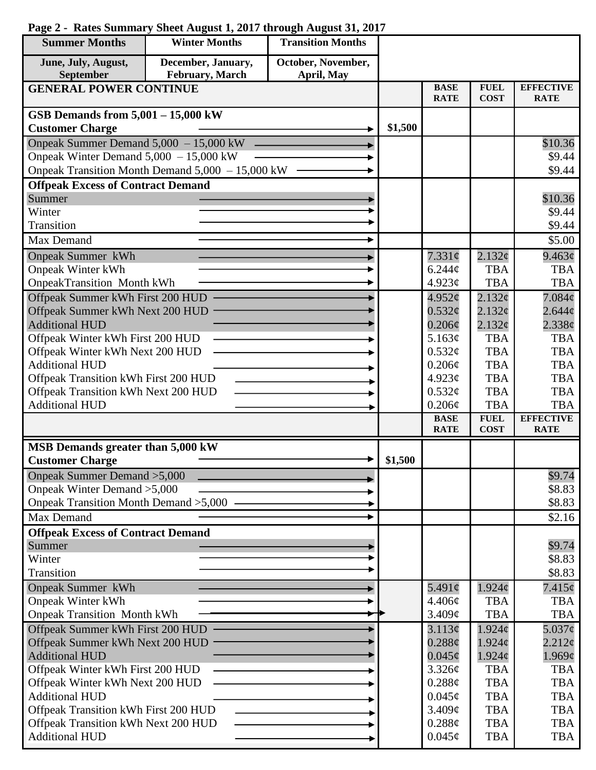**Page 2 - Rates Summary Sheet August 1, 2017 through August 31, 2017**

| Summer Months | Winter Months | Transition Months | | | | |
|---|---|---|---|---|---|---|
| June, July, August, September | December, January, February, March | October, November, April, May | | | | |
| **GENERAL POWER CONTINUE** | | | | **BASE RATE** | **FUEL COST** | **EFFECTIVE RATE** |
| **GSB Demands from 5,001 – 15,000 kW** | | | | | | |
| **Customer Charge** | | | $1,500 | | | |
| Onpeak Summer Demand 5,000 – 15,000 kW | | | | | | $10.36 |
| Onpeak Winter Demand 5,000 – 15,000 kW | | | | | | $9.44 |
| Onpeak Transition Month Demand 5,000 – 15,000 kW | | | | | | $9.44 |
| **Offpeak Excess of Contract Demand** | | | | | | |
| Summer | | | | | | $10.36 |
| Winter | | | | | | $9.44 |
| Transition | | | | | | $9.44 |
| Max Demand | | | | | | $5.00 |
| Onpeak Summer kWh | | | | 7.331¢ | 2.132¢ | 9.463¢ |
| Onpeak Winter kWh | | | | 6.244¢ | TBA | TBA |
| OnpeakTransition Month kWh | | | | 4.923¢ | TBA | TBA |
| Offpeak Summer kWh First 200 HUD | | | | 4.952¢ | 2.132¢ | 7.084¢ |
| Offpeak Summer kWh Next 200 HUD | | | | 0.532¢ | 2.132¢ | 2.644¢ |
| Additional HUD | | | | 0.206¢ | 2.132¢ | 2.338¢ |
| Offpeak Winter kWh First 200 HUD | | | | 5.163¢ | TBA | TBA |
| Offpeak Winter kWh Next 200 HUD | | | | 0.532¢ | TBA | TBA |
| Additional HUD | | | | 0.206¢ | TBA | TBA |
| Offpeak Transition kWh First 200 HUD | | | | 4.923¢ | TBA | TBA |
| Offpeak Transition kWh Next 200 HUD | | | | 0.532¢ | TBA | TBA |
| Additional HUD | | | | 0.206¢ | TBA | TBA |
| | | | | **BASE RATE** | **FUEL COST** | **EFFECTIVE RATE** |
| **MSB Demands greater than 5,000 kW** | | | | | | |
| **Customer Charge** | | | $1,500 | | | |
| Onpeak Summer Demand >5,000 | | | | | | $9.74 |
| Onpeak Winter Demand >5,000 | | | | | | $8.83 |
| Onpeak Transition Month Demand >5,000 | | | | | | $8.83 |
| Max Demand | | | | | | $2.16 |
| **Offpeak Excess of Contract Demand** | | | | | | |
| Summer | | | | | | $9.74 |
| Winter | | | | | | $8.83 |
| Transition | | | | | | $8.83 |
| Onpeak Summer kWh | | | | 5.491¢ | 1.924¢ | 7.415¢ |
| Onpeak Winter kWh | | | | 4.406¢ | TBA | TBA |
| Onpeak Transition Month kWh | | | | 3.409¢ | TBA | TBA |
| Offpeak Summer kWh First 200 HUD | | | | 3.113¢ | 1.924¢ | 5.037¢ |
| Offpeak Summer kWh Next 200 HUD | | | | 0.288¢ | 1.924¢ | 2.212¢ |
| Additional HUD | | | | 0.045¢ | 1.924¢ | 1.969¢ |
| Offpeak Winter kWh First 200 HUD | | | | 3.326¢ | TBA | TBA |
| Offpeak Winter kWh Next 200 HUD | | | | 0.288¢ | TBA | TBA |
| Additional HUD | | | | 0.045¢ | TBA | TBA |
| Offpeak Transition kWh First 200 HUD | | | | 3.409¢ | TBA | TBA |
| Offpeak Transition kWh Next 200 HUD | | | | 0.288¢ | TBA | TBA |
| Additional HUD | | | | 0.045¢ | TBA | TBA |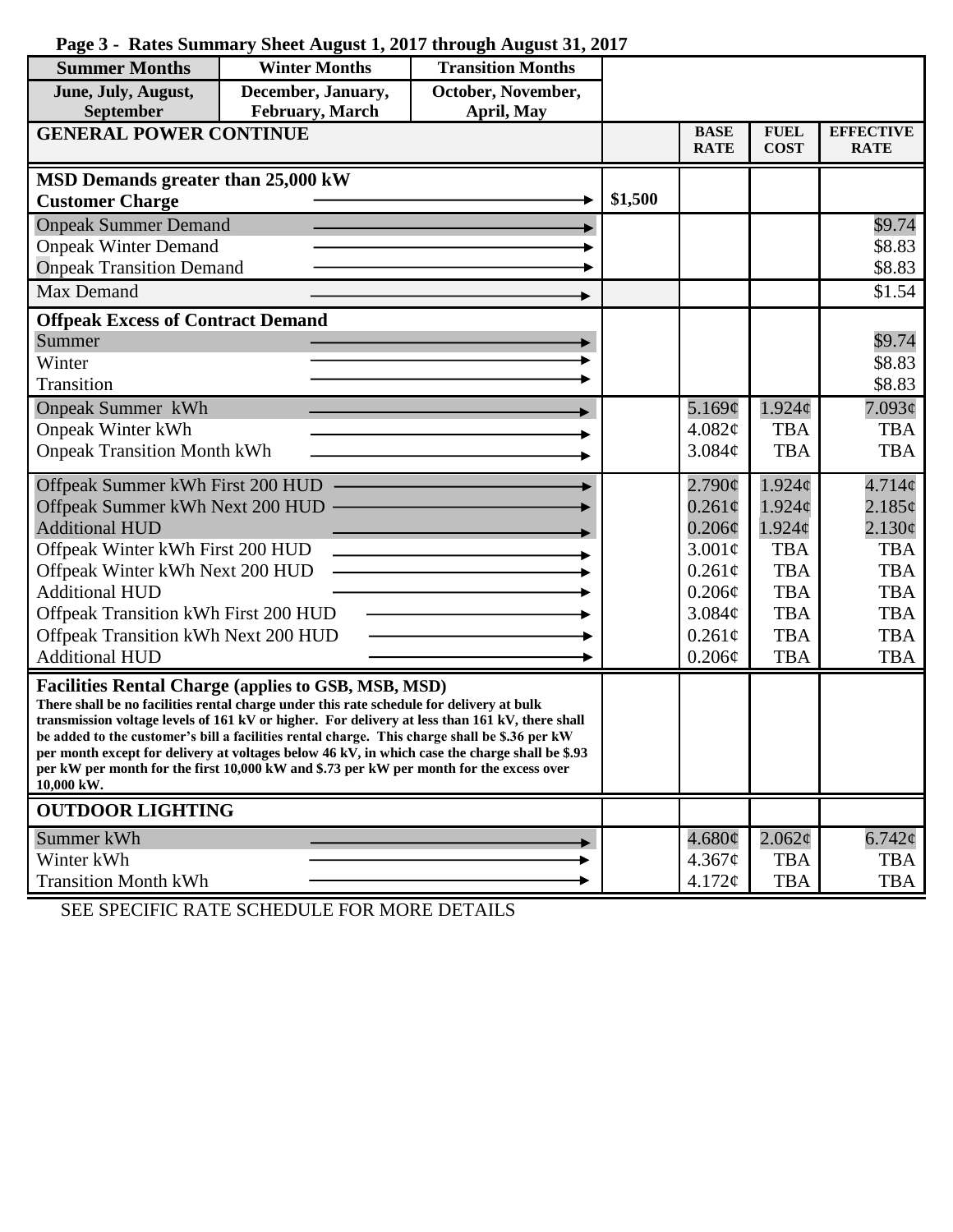**Page 3 - Rates Summary Sheet August 1, 2017 through August 31, 2017**

| Summer Months | Winter Months | Transition Months |
|---|---|---|
| June, July, August, September | December, January, February, March | October, November, April, May |

| GENERAL POWER CONTINUE | | BASE RATE | FUEL COST | EFFECTIVE RATE |
|---|---|---|---|---|
| **MSD Demands greater than 25,000 kW** | | | | |
| **Customer Charge** | $1,500 | | | |
| Onpeak Summer Demand | | | | $9.74 |
| Onpeak Winter Demand | | | | $8.83 |
| Onpeak Transition Demand | | | | $8.83 |
| Max Demand | | | | $1.54 |
| **Offpeak Excess of Contract Demand** | | | | |
| Summer | | | | $9.74 |
| Winter | | | | $8.83 |
| Transition | | | | $8.83 |
| Onpeak Summer kWh | | 5.169¢ | 1.924¢ | 7.093¢ |
| Onpeak Winter kWh | | 4.082¢ | TBA | TBA |
| Onpeak Transition Month kWh | | 3.084¢ | TBA | TBA |
| Offpeak Summer kWh First 200 HUD | | 2.790¢ | 1.924¢ | 4.714¢ |
| Offpeak Summer kWh Next 200 HUD | | 0.261¢ | 1.924¢ | 2.185¢ |
| Additional HUD | | 0.206¢ | 1.924¢ | 2.130¢ |
| Offpeak Winter kWh First 200 HUD | | 3.001¢ | TBA | TBA |
| Offpeak Winter kWh Next 200 HUD | | 0.261¢ | TBA | TBA |
| Additional HUD | | 0.206¢ | TBA | TBA |
| Offpeak Transition kWh First 200 HUD | | 3.084¢ | TBA | TBA |
| Offpeak Transition kWh Next 200 HUD | | 0.261¢ | TBA | TBA |
| Additional HUD | | 0.206¢ | TBA | TBA |
| **Facilities Rental Charge (applies to GSB, MSB, MSD)** There shall be no facilities rental charge under this rate schedule for delivery at bulk transmission voltage levels of 161 kV or higher. For delivery at less than 161 kV, there shall be added to the customer's bill a facilities rental charge. This charge shall be $.36 per kW per month except for delivery at voltages below 46 kV, in which case the charge shall be $.93 per kW per month for the first 10,000 kW and $.73 per kW per month for the excess over 10,000 kW. | | | | |
| **OUTDOOR LIGHTING** | | | | |
| Summer kWh | | 4.680¢ | 2.062¢ | 6.742¢ |
| Winter kWh | | 4.367¢ | TBA | TBA |
| Transition Month kWh | | 4.172¢ | TBA | TBA |

SEE SPECIFIC RATE SCHEDULE FOR MORE DETAILS